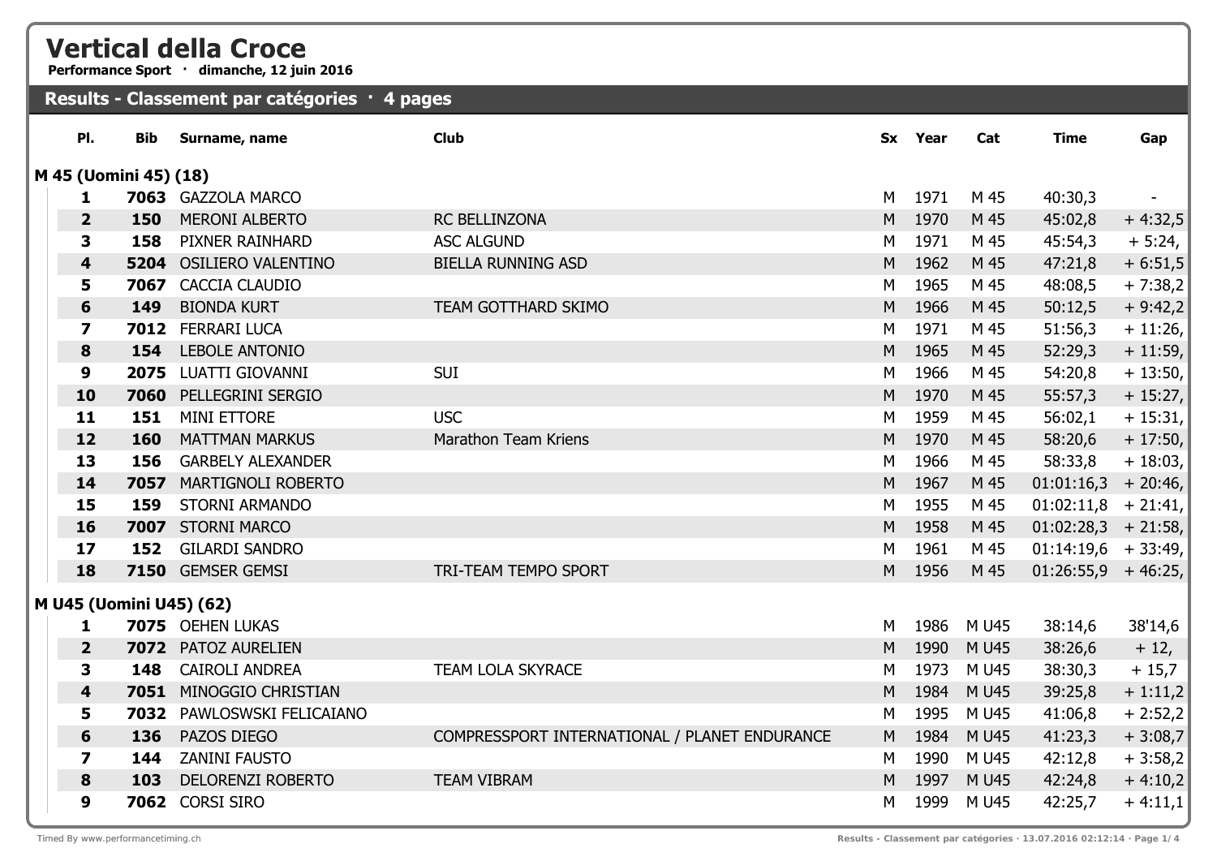# Vertical della Croce

**Performance Sport · dimanche, 12 juin 2016**

## Results - Classement par catégories · 4 pages

### M 45 (Uomini 45) (18)

| Pl. | Bib | Surname, name | Club | Sx | Year | Cat | Time | Gap |
|---|---|---|---|---|---|---|---|---|
| **1** | **7063** | GAZZOLA MARCO | | M | 1971 | M 45 | 40:30,3 | - |
| **2** | **150** | MERONI ALBERTO | RC BELLINZONA | M | 1970 | M 45 | 45:02,8 | + 4:32,5 |
| **3** | **158** | PIXNER RAINHARD | ASC ALGUND | M | 1971 | M 45 | 45:54,3 | + 5:24, |
| **4** | **5204** | OSILIERO VALENTINO | BIELLA RUNNING ASD | M | 1962 | M 45 | 47:21,8 | + 6:51,5 |
| **5** | **7067** | CACCIA CLAUDIO | | M | 1965 | M 45 | 48:08,5 | + 7:38,2 |
| **6** | **149** | BIONDA KURT | TEAM GOTTHARD SKIMO | M | 1966 | M 45 | 50:12,5 | + 9:42,2 |
| **7** | **7012** | FERRARI LUCA | | M | 1971 | M 45 | 51:56,3 | + 11:26, |
| **8** | **154** | LEBOLE ANTONIO | | M | 1965 | M 45 | 52:29,3 | + 11:59, |
| **9** | **2075** | LUATTI GIOVANNI | SUI | M | 1966 | M 45 | 54:20,8 | + 13:50, |
| **10** | **7060** | PELLEGRINI SERGIO | | M | 1970 | M 45 | 55:57,3 | + 15:27, |
| **11** | **151** | MINI ETTORE | USC | M | 1959 | M 45 | 56:02,1 | + 15:31, |
| **12** | **160** | MATTMAN MARKUS | Marathon Team Kriens | M | 1970 | M 45 | 58:20,6 | + 17:50, |
| **13** | **156** | GARBELY ALEXANDER | | M | 1966 | M 45 | 58:33,8 | + 18:03, |
| **14** | **7057** | MARTIGNOLI ROBERTO | | M | 1967 | M 45 | 01:01:16,3 | + 20:46, |
| **15** | **159** | STORNI ARMANDO | | M | 1955 | M 45 | 01:02:11,8 | + 21:41, |
| **16** | **7007** | STORNI MARCO | | M | 1958 | M 45 | 01:02:28,3 | + 21:58, |
| **17** | **152** | GILARDI SANDRO | | M | 1961 | M 45 | 01:14:19,6 | + 33:49, |
| **18** | **7150** | GEMSER GEMSI | TRI-TEAM TEMPO SPORT | M | 1956 | M 45 | 01:26:55,9 | + 46:25, |

### M U45 (Uomini U45) (62)

| Pl. | Bib | Surname, name | Club | Sx | Year | Cat | Time | Gap |
|---|---|---|---|---|---|---|---|---|
| **1** | **7075** | OEHEN LUKAS | | M | 1986 | M U45 | 38:14,6 | 38'14,6 |
| **2** | **7072** | PATOZ AURELIEN | | M | 1990 | M U45 | 38:26,6 | + 12, |
| **3** | **148** | CAIROLI ANDREA | TEAM LOLA SKYRACE | M | 1973 | M U45 | 38:30,3 | + 15,7 |
| **4** | **7051** | MINOGGIO CHRISTIAN | | M | 1984 | M U45 | 39:25,8 | + 1:11,2 |
| **5** | **7032** | PAWLOSWSKI FELICAIANO | | M | 1995 | M U45 | 41:06,8 | + 2:52,2 |
| **6** | **136** | PAZOS DIEGO | COMPRESSPORT INTERNATIONAL / PLANET ENDURANCE | M | 1984 | M U45 | 41:23,3 | + 3:08,7 |
| **7** | **144** | ZANINI FAUSTO | | M | 1990 | M U45 | 42:12,8 | + 3:58,2 |
| **8** | **103** | DELORENZI ROBERTO | TEAM VIBRAM | M | 1997 | M U45 | 42:24,8 | + 4:10,2 |
| **9** | **7062** | CORSI SIRO | | M | 1999 | M U45 | 42:25,7 | + 4:11,1 |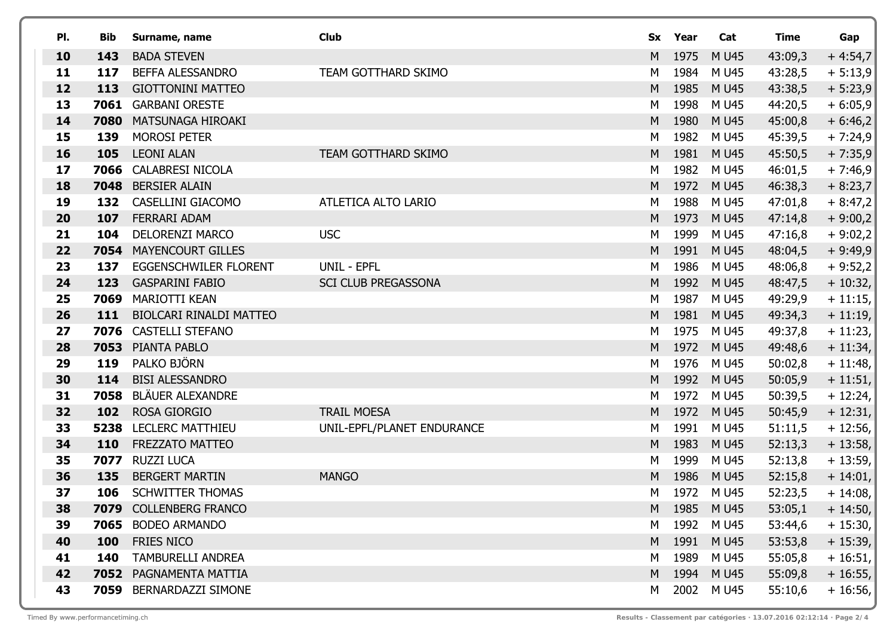| Pl. | Bib | Surname, name | Club | Sx | Year | Cat | Time | Gap |
|---|---|---|---|---|---|---|---|---|
| 10 | 143 | BADA STEVEN | | M | 1975 | M U45 | 43:09,3 | + 4:54,7 |
| 11 | 117 | BEFFA ALESSANDRO | TEAM GOTTHARD SKIMO | M | 1984 | M U45 | 43:28,5 | + 5:13,9 |
| 12 | 113 | GIOTTONINI MATTEO | | M | 1985 | M U45 | 43:38,5 | + 5:23,9 |
| 13 | 7061 | GARBANI ORESTE | | M | 1998 | M U45 | 44:20,5 | + 6:05,9 |
| 14 | 7080 | MATSUNAGA HIROAKI | | M | 1980 | M U45 | 45:00,8 | + 6:46,2 |
| 15 | 139 | MOROSI PETER | | M | 1982 | M U45 | 45:39,5 | + 7:24,9 |
| 16 | 105 | LEONI ALAN | TEAM GOTTHARD SKIMO | M | 1981 | M U45 | 45:50,5 | + 7:35,9 |
| 17 | 7066 | CALABRESI NICOLA | | M | 1982 | M U45 | 46:01,5 | + 7:46,9 |
| 18 | 7048 | BERSIER ALAIN | | M | 1972 | M U45 | 46:38,3 | + 8:23,7 |
| 19 | 132 | CASELLINI GIACOMO | ATLETICA ALTO LARIO | M | 1988 | M U45 | 47:01,8 | + 8:47,2 |
| 20 | 107 | FERRARI ADAM | | M | 1973 | M U45 | 47:14,8 | + 9:00,2 |
| 21 | 104 | DELORENZI MARCO | USC | M | 1999 | M U45 | 47:16,8 | + 9:02,2 |
| 22 | 7054 | MAYENCOURT GILLES | | M | 1991 | M U45 | 48:04,5 | + 9:49,9 |
| 23 | 137 | EGGENSCHWILER FLORENT | UNIL - EPFL | M | 1986 | M U45 | 48:06,8 | + 9:52,2 |
| 24 | 123 | GASPARINI FABIO | SCI CLUB PREGASSONA | M | 1992 | M U45 | 48:47,5 | + 10:32, |
| 25 | 7069 | MARIOTTI KEAN | | M | 1987 | M U45 | 49:29,9 | + 11:15, |
| 26 | 111 | BIOLCARI RINALDI MATTEO | | M | 1981 | M U45 | 49:34,3 | + 11:19, |
| 27 | 7076 | CASTELLI STEFANO | | M | 1975 | M U45 | 49:37,8 | + 11:23, |
| 28 | 7053 | PIANTA PABLO | | M | 1972 | M U45 | 49:48,6 | + 11:34, |
| 29 | 119 | PALKO BJÖRN | | M | 1976 | M U45 | 50:02,8 | + 11:48, |
| 30 | 114 | BISI ALESSANDRO | | M | 1992 | M U45 | 50:05,9 | + 11:51, |
| 31 | 7058 | BLÄUER ALEXANDRE | | M | 1972 | M U45 | 50:39,5 | + 12:24, |
| 32 | 102 | ROSA GIORGIO | TRAIL MOESA | M | 1972 | M U45 | 50:45,9 | + 12:31, |
| 33 | 5238 | LECLERC MATTHIEU | UNIL-EPFL/PLANET ENDURANCE | M | 1991 | M U45 | 51:11,5 | + 12:56, |
| 34 | 110 | FREZZATO MATTEO | | M | 1983 | M U45 | 52:13,3 | + 13:58, |
| 35 | 7077 | RUZZI LUCA | | M | 1999 | M U45 | 52:13,8 | + 13:59, |
| 36 | 135 | BERGERT MARTIN | MANGO | M | 1986 | M U45 | 52:15,8 | + 14:01, |
| 37 | 106 | SCHWITTER THOMAS | | M | 1972 | M U45 | 52:23,5 | + 14:08, |
| 38 | 7079 | COLLENBERG FRANCO | | M | 1985 | M U45 | 53:05,1 | + 14:50, |
| 39 | 7065 | BODEO ARMANDO | | M | 1992 | M U45 | 53:44,6 | + 15:30, |
| 40 | 100 | FRIES NICO | | M | 1991 | M U45 | 53:53,8 | + 15:39, |
| 41 | 140 | TAMBURELLI ANDREA | | M | 1989 | M U45 | 55:05,8 | + 16:51, |
| 42 | 7052 | PAGNAMENTA MATTIA | | M | 1994 | M U45 | 55:09,8 | + 16:55, |
| 43 | 7059 | BERNARDAZZI SIMONE | | M | 2002 | M U45 | 55:10,6 | + 16:56, |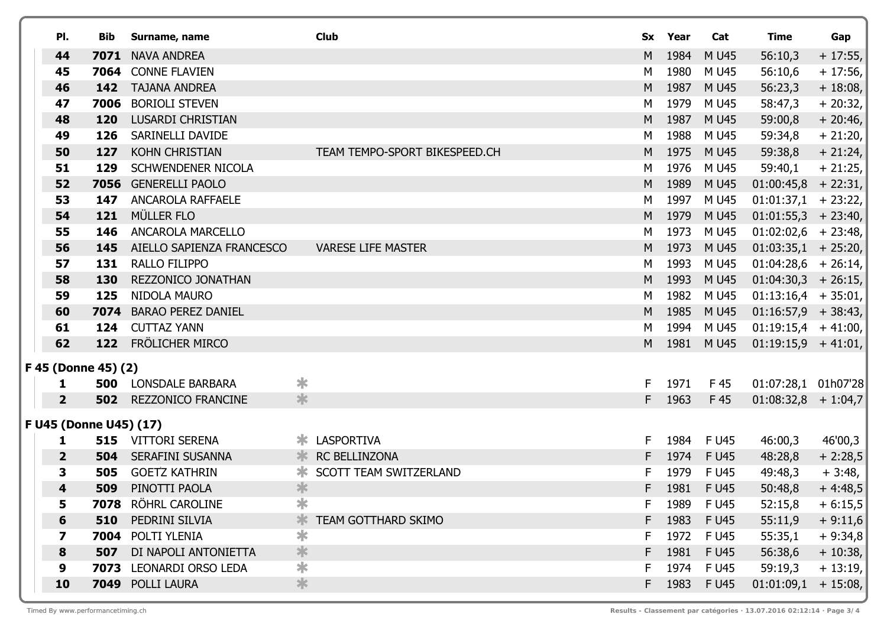| Pl. | Bib | Surname, name | | Club | Sx | Year | Cat | Time | Gap |
|---|---|---|---|---|---|---|---|---|---|
| **44** | **7071** | NAVA ANDREA | | | M | 1984 | M U45 | 56:10,3 | + 17:55, |
| **45** | **7064** | CONNE FLAVIEN | | | M | 1980 | M U45 | 56:10,6 | + 17:56, |
| **46** | **142** | TAJANA ANDREA | | | M | 1987 | M U45 | 56:23,3 | + 18:08, |
| **47** | **7006** | BORIOLI STEVEN | | | M | 1979 | M U45 | 58:47,3 | + 20:32, |
| **48** | **120** | LUSARDI CHRISTIAN | | | M | 1987 | M U45 | 59:00,8 | + 20:46, |
| **49** | **126** | SARINELLI DAVIDE | | | M | 1988 | M U45 | 59:34,8 | + 21:20, |
| **50** | **127** | KOHN CHRISTIAN | | TEAM TEMPO-SPORT BIKESPEED.CH | M | 1975 | M U45 | 59:38,8 | + 21:24, |
| **51** | **129** | SCHWENDENER NICOLA | | | M | 1976 | M U45 | 59:40,1 | + 21:25, |
| **52** | **7056** | GENERELLI PAOLO | | | M | 1989 | M U45 | 01:00:45,8 | + 22:31, |
| **53** | **147** | ANCAROLA RAFFAELE | | | M | 1997 | M U45 | 01:01:37,1 | + 23:22, |
| **54** | **121** | MÜLLER FLO | | | M | 1979 | M U45 | 01:01:55,3 | + 23:40, |
| **55** | **146** | ANCAROLA MARCELLO | | | M | 1973 | M U45 | 01:02:02,6 | + 23:48, |
| **56** | **145** | AIELLO SAPIENZA FRANCESCO | | VARESE LIFE MASTER | M | 1973 | M U45 | 01:03:35,1 | + 25:20, |
| **57** | **131** | RALLO FILIPPO | | | M | 1993 | M U45 | 01:04:28,6 | + 26:14, |
| **58** | **130** | REZZONICO JONATHAN | | | M | 1993 | M U45 | 01:04:30,3 | + 26:15, |
| **59** | **125** | NIDOLA MAURO | | | M | 1982 | M U45 | 01:13:16,4 | + 35:01, |
| **60** | **7074** | BARAO PEREZ DANIEL | | | M | 1985 | M U45 | 01:16:57,9 | + 38:43, |
| **61** | **124** | CUTTAZ YANN | | | M | 1994 | M U45 | 01:19:15,4 | + 41:00, |
| **62** | **122** | FRÖLICHER MIRCO | | | M | 1981 | M U45 | 01:19:15,9 | + 41:01, |

**F 45 (Donne 45) (2)**

| Pl. | Bib | Surname, name | | Club | Sx | Year | Cat | Time | Gap |
|---|---|---|---|---|---|---|---|---|---|
| **1** | **500** | LONSDALE BARBARA | * | | F | 1971 | F 45 | 01:07:28,1 | 01h07'28 |
| **2** | **502** | REZZONICO FRANCINE | * | | F | 1963 | F 45 | 01:08:32,8 | + 1:04,7 |

**F U45 (Donne U45) (17)**

| Pl. | Bib | Surname, name | | Club | Sx | Year | Cat | Time | Gap |
|---|---|---|---|---|---|---|---|---|---|
| **1** | **515** | VITTORI SERENA | * | LASPORTIVA | F | 1984 | F U45 | 46:00,3 | 46'00,3 |
| **2** | **504** | SERAFINI SUSANNA | * | RC BELLINZONA | F | 1974 | F U45 | 48:28,8 | + 2:28,5 |
| **3** | **505** | GOETZ KATHRIN | * | SCOTT TEAM SWITZERLAND | F | 1979 | F U45 | 49:48,3 | + 3:48, |
| **4** | **509** | PINOTTI PAOLA | * | | F | 1981 | F U45 | 50:48,8 | + 4:48,5 |
| **5** | **7078** | RÖHRL CAROLINE | * | | F | 1989 | F U45 | 52:15,8 | + 6:15,5 |
| **6** | **510** | PEDRINI SILVIA | * | TEAM GOTTHARD SKIMO | F | 1983 | F U45 | 55:11,9 | + 9:11,6 |
| **7** | **7004** | POLTI YLENIA | * | | F | 1972 | F U45 | 55:35,1 | + 9:34,8 |
| **8** | **507** | DI NAPOLI ANTONIETTA | * | | F | 1981 | F U45 | 56:38,6 | + 10:38, |
| **9** | **7073** | LEONARDI ORSO LEDA | * | | F | 1974 | F U45 | 59:19,3 | + 13:19, |
| **10** | **7049** | POLLI LAURA | * | | F | 1983 | F U45 | 01:01:09,1 | + 15:08, |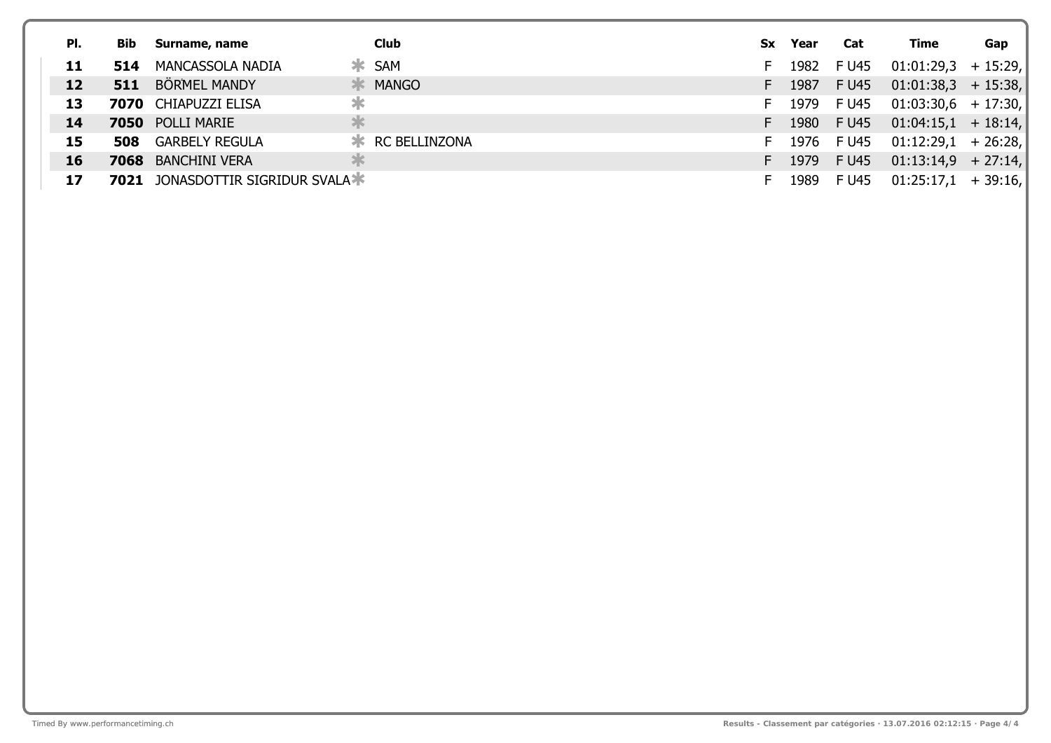| Pl. | Bib | Surname, name | | Club | Sx | Year | Cat | Time | Gap |
| --- | --- | --- | --- | --- | --- | --- | --- | --- | --- |
| **11** | **514** | MANCASSOLA NADIA | * | SAM | F | 1982 | F U45 | 01:01:29,3 | + 15:29, |
| **12** | **511** | BÖRMEL MANDY | * | MANGO | F | 1987 | F U45 | 01:01:38,3 | + 15:38, |
| **13** | **7070** | CHIAPUZZI ELISA | * | | F | 1979 | F U45 | 01:03:30,6 | + 17:30, |
| **14** | **7050** | POLLI MARIE | * | | F | 1980 | F U45 | 01:04:15,1 | + 18:14, |
| **15** | **508** | GARBELY REGULA | * | RC BELLINZONA | F | 1976 | F U45 | 01:12:29,1 | + 26:28, |
| **16** | **7068** | BANCHINI VERA | * | | F | 1979 | F U45 | 01:13:14,9 | + 27:14, |
| **17** | **7021** | JONASDOTTIR SIGRIDUR SVALA | * | | F | 1989 | F U45 | 01:25:17,1 | + 39:16, |

Timed By www.performancetiming.ch

Results - Classement par catégories · 13.07.2016 02:12:15